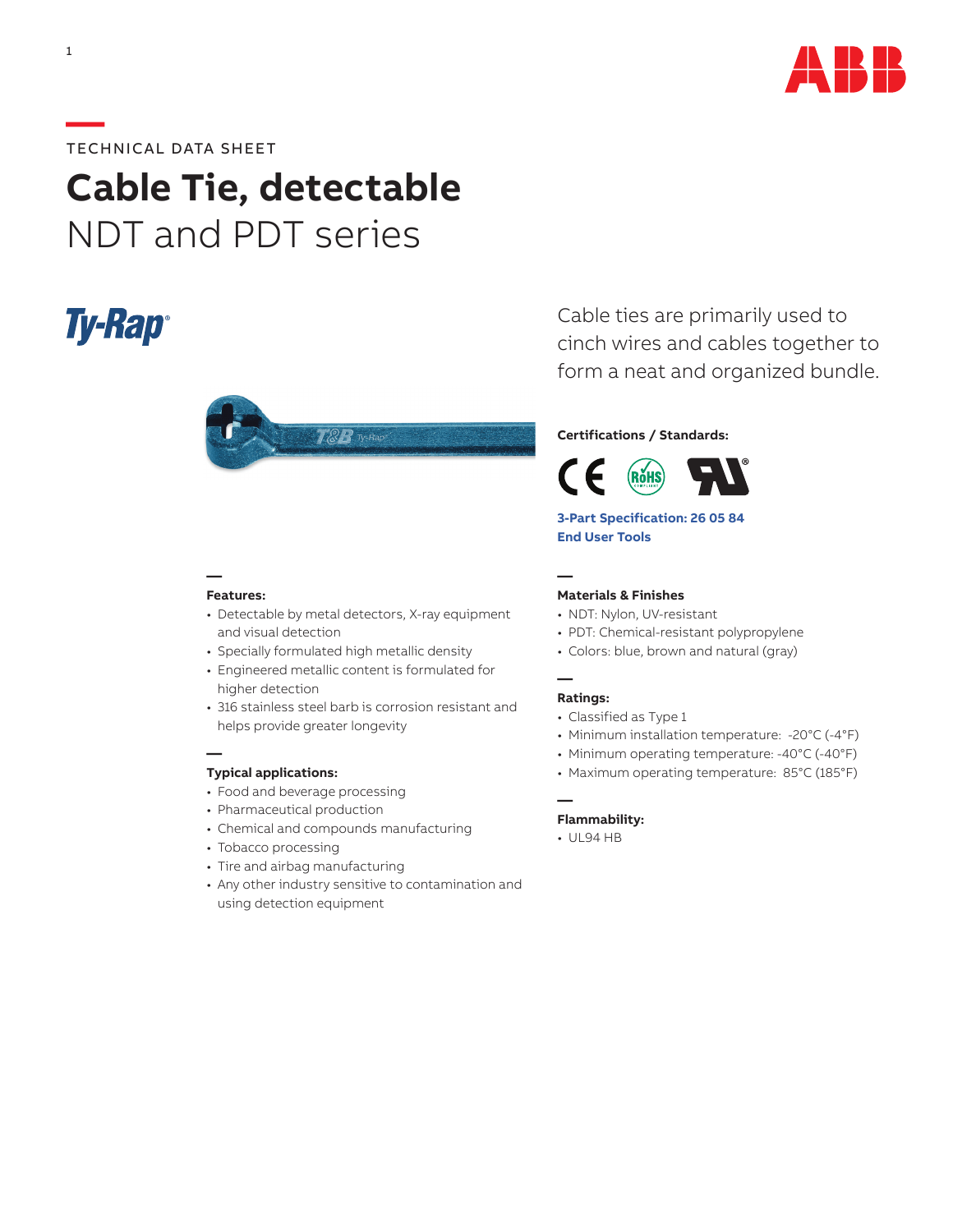TECHNICAL DATA SHEET

# Cable Tie, detectable

## NDT and PDT series

Ty-Rap®

Cable ties are primarily used to cinch wires and cables together to form a neat and organized bundle.

**Certifications / Standards:**

**3-Part Specification: 26 05 84**
**End User Tools**

### Features:

- Detectable by metal detectors, X-ray equipment and visual detection
- Specially formulated high metallic density
- Engineered metallic content is formulated for higher detection
- 316 stainless steel barb is corrosion resistant and helps provide greater longevity

### Typical applications:

- Food and beverage processing
- Pharmaceutical production
- Chemical and compounds manufacturing
- Tobacco processing
- Tire and airbag manufacturing
- Any other industry sensitive to contamination and using detection equipment

### Materials & Finishes

- NDT: Nylon, UV-resistant
- PDT: Chemical-resistant polypropylene
- Colors: blue, brown and natural (gray)

### Ratings:

- Classified as Type 1
- Minimum installation temperature: -20°C (-4°F)
- Minimum operating temperature: -40°C (-40°F)
- Maximum operating temperature: 85°C (185°F)

### Flammability:

- UL94 HB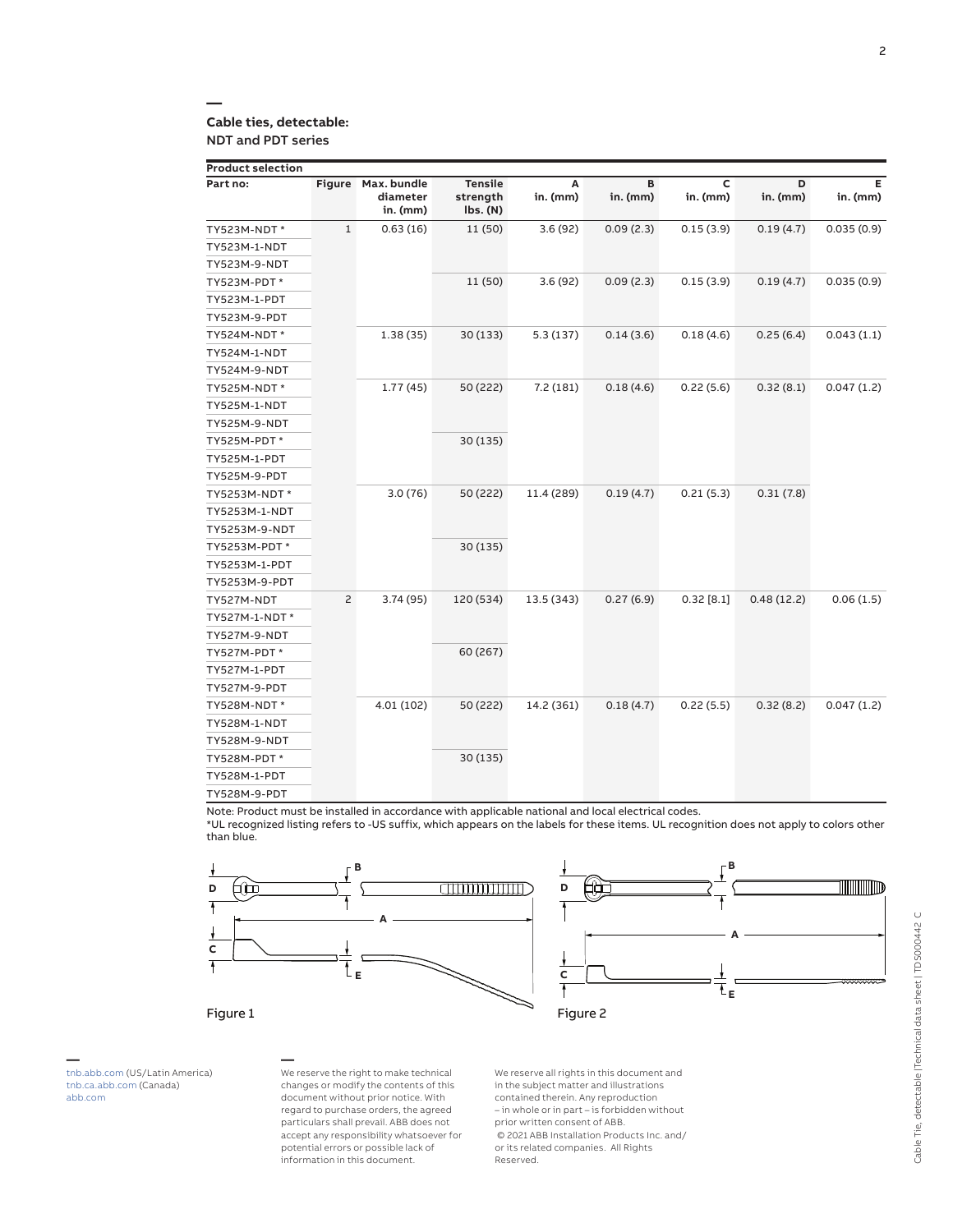## Cable ties, detectable:

NDT and PDT series

**Product selection**

| Part no: | Figure | Max. bundle diameter in. (mm) | Tensile strength lbs. (N) | A in. (mm) | B in. (mm) | C in. (mm) | D in. (mm) | E in. (mm) |
|---|---|---|---|---|---|---|---|---|
| TY523M-NDT * | 1 | 0.63 (16) | 11 (50) | 3.6 (92) | 0.09 (2.3) | 0.15 (3.9) | 0.19 (4.7) | 0.035 (0.9) |
| TY523M-1-NDT | | | | | | | | |
| TY523M-9-NDT | | | | | | | | |
| TY523M-PDT * | | | 11 (50) | 3.6 (92) | 0.09 (2.3) | 0.15 (3.9) | 0.19 (4.7) | 0.035 (0.9) |
| TY523M-1-PDT | | | | | | | | |
| TY523M-9-PDT | | | | | | | | |
| TY524M-NDT * | | 1.38 (35) | 30 (133) | 5.3 (137) | 0.14 (3.6) | 0.18 (4.6) | 0.25 (6.4) | 0.043 (1.1) |
| TY524M-1-NDT | | | | | | | | |
| TY524M-9-NDT | | | | | | | | |
| TY525M-NDT * | | 1.77 (45) | 50 (222) | 7.2 (181) | 0.18 (4.6) | 0.22 (5.6) | 0.32 (8.1) | 0.047 (1.2) |
| TY525M-1-NDT | | | | | | | | |
| TY525M-9-NDT | | | | | | | | |
| TY525M-PDT * | | | 30 (135) | | | | | |
| TY525M-1-PDT | | | | | | | | |
| TY525M-9-PDT | | | | | | | | |
| TY5253M-NDT * | | 3.0 (76) | 50 (222) | 11.4 (289) | 0.19 (4.7) | 0.21 (5.3) | 0.31 (7.8) | |
| TY5253M-1-NDT | | | | | | | | |
| TY5253M-9-NDT | | | | | | | | |
| TY5253M-PDT * | | | 30 (135) | | | | | |
| TY5253M-1-PDT | | | | | | | | |
| TY5253M-9-PDT | | | | | | | | |
| TY527M-NDT | 2 | 3.74 (95) | 120 (534) | 13.5 (343) | 0.27 (6.9) | 0.32 [8.1] | 0.48 (12.2) | 0.06 (1.5) |
| TY527M-1-NDT * | | | | | | | | |
| TY527M-9-NDT | | | | | | | | |
| TY527M-PDT * | | | 60 (267) | | | | | |
| TY527M-1-PDT | | | | | | | | |
| TY527M-9-PDT | | | | | | | | |
| TY528M-NDT * | | 4.01 (102) | 50 (222) | 14.2 (361) | 0.18 (4.7) | 0.22 (5.5) | 0.32 (8.2) | 0.047 (1.2) |
| TY528M-1-NDT | | | | | | | | |
| TY528M-9-NDT | | | | | | | | |
| TY528M-PDT * | | | 30 (135) | | | | | |
| TY528M-1-PDT | | | | | | | | |
| TY528M-9-PDT | | | | | | | | |

Note: Product must be installed in accordance with applicable national and local electrical codes.
*UL recognized listing refers to -US suffix, which appears on the labels for these items. UL recognition does not apply to colors other than blue.

D B A C E

Figure 1

D B A C E

Figure 2

tnb.abb.com (US/Latin America)
tnb.ca.abb.com (Canada)
abb.com

We reserve the right to make technical changes or modify the contents of this document without prior notice. With regard to purchase orders, the agreed particulars shall prevail. ABB does not accept any responsibility whatsoever for potential errors or possible lack of information in this document.

We reserve all rights in this document and in the subject matter and illustrations contained therein. Any reproduction – in whole or in part – is forbidden without prior written consent of ABB.
© 2021 ABB Installation Products Inc. and/or its related companies. All Rights Reserved.